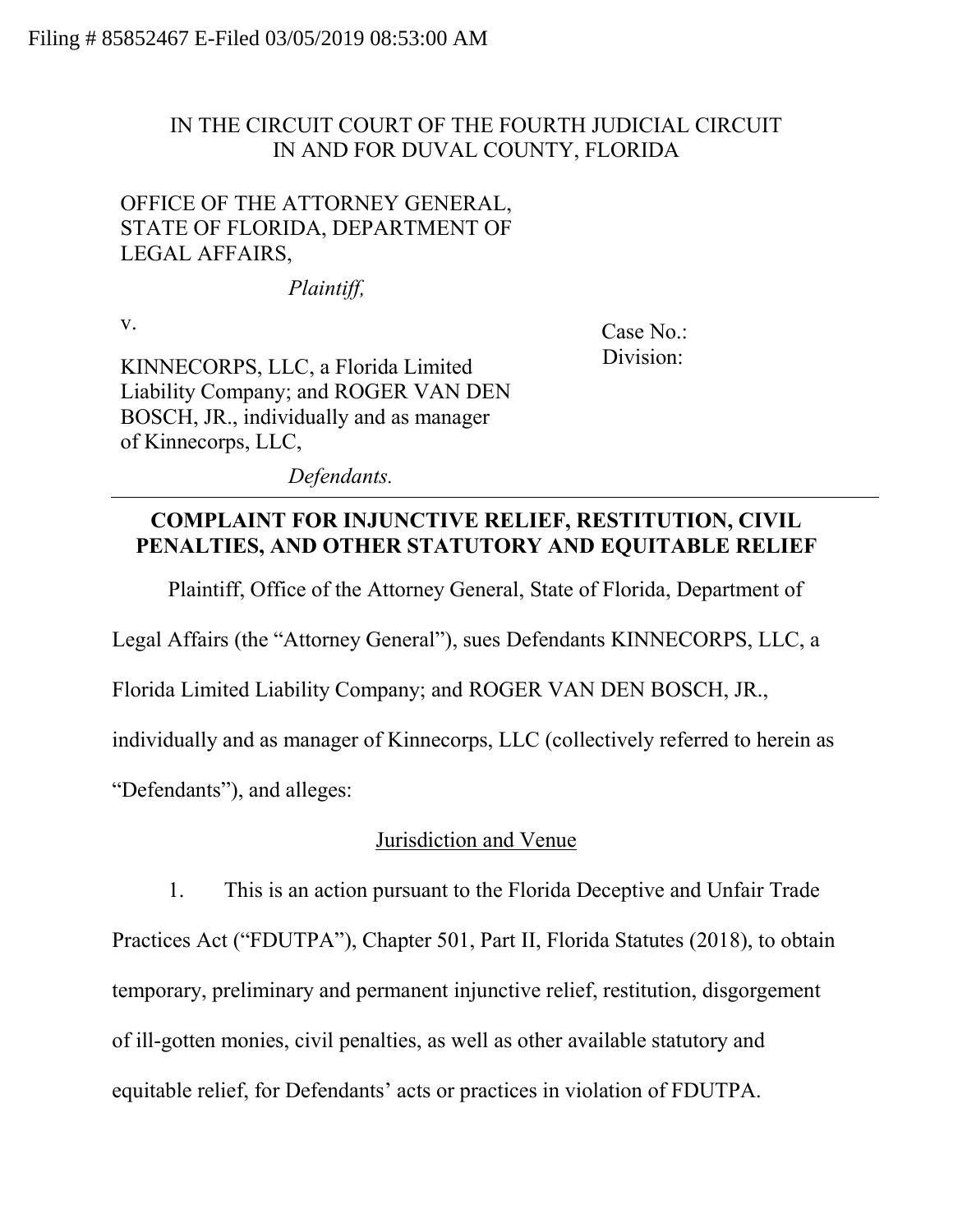Filing # 85852467 E-Filed 03/05/2019 08:53:00 AM

IN THE CIRCUIT COURT OF THE FOURTH JUDICIAL CIRCUIT
IN AND FOR DUVAL COUNTY, FLORIDA

OFFICE OF THE ATTORNEY GENERAL, STATE OF FLORIDA, DEPARTMENT OF LEGAL AFFAIRS,

*Plaintiff,*

v.

KINNECORPS, LLC, a Florida Limited Liability Company; and ROGER VAN DEN BOSCH, JR., individually and as manager of Kinnecorps, LLC,

*Defendants.*

Case No.:
Division:

**COMPLAINT FOR INJUNCTIVE RELIEF, RESTITUTION, CIVIL PENALTIES, AND OTHER STATUTORY AND EQUITABLE RELIEF**

Plaintiff, Office of the Attorney General, State of Florida, Department of Legal Affairs (the "Attorney General"), sues Defendants KINNECORPS, LLC, a Florida Limited Liability Company; and ROGER VAN DEN BOSCH, JR., individually and as manager of Kinnecorps, LLC (collectively referred to herein as "Defendants"), and alleges:

Jurisdiction and Venue

1. This is an action pursuant to the Florida Deceptive and Unfair Trade Practices Act ("FDUTPA"), Chapter 501, Part II, Florida Statutes (2018), to obtain temporary, preliminary and permanent injunctive relief, restitution, disgorgement of ill-gotten monies, civil penalties, as well as other available statutory and equitable relief, for Defendants' acts or practices in violation of FDUTPA.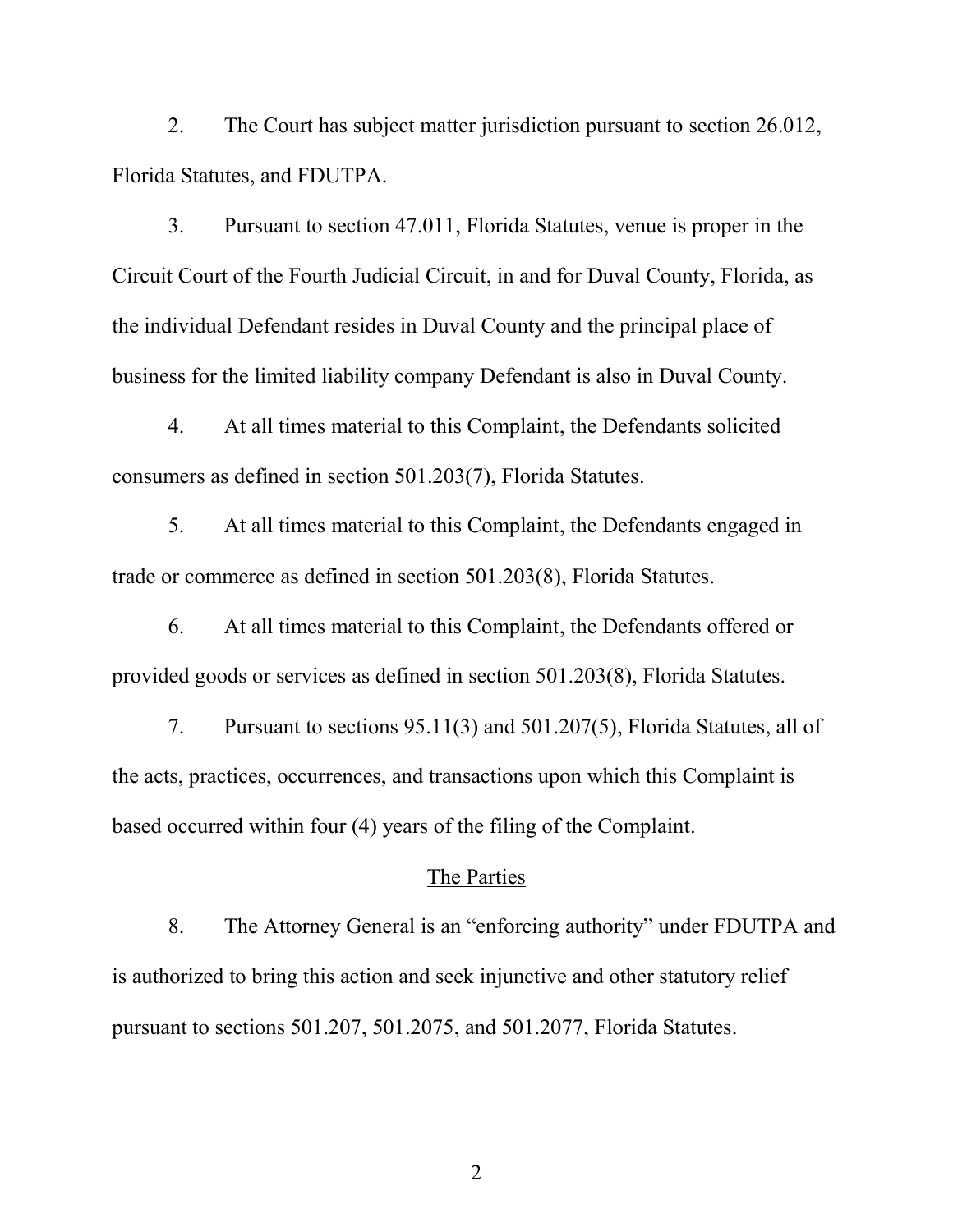2. The Court has subject matter jurisdiction pursuant to section 26.012, Florida Statutes, and FDUTPA.

3. Pursuant to section 47.011, Florida Statutes, venue is proper in the Circuit Court of the Fourth Judicial Circuit, in and for Duval County, Florida, as the individual Defendant resides in Duval County and the principal place of business for the limited liability company Defendant is also in Duval County.

4. At all times material to this Complaint, the Defendants solicited consumers as defined in section 501.203(7), Florida Statutes.

5. At all times material to this Complaint, the Defendants engaged in trade or commerce as defined in section 501.203(8), Florida Statutes.

6. At all times material to this Complaint, the Defendants offered or provided goods or services as defined in section 501.203(8), Florida Statutes.

7. Pursuant to sections 95.11(3) and 501.207(5), Florida Statutes, all of the acts, practices, occurrences, and transactions upon which this Complaint is based occurred within four (4) years of the filing of the Complaint.

## The Parties

8. The Attorney General is an "enforcing authority" under FDUTPA and is authorized to bring this action and seek injunctive and other statutory relief pursuant to sections 501.207, 501.2075, and 501.2077, Florida Statutes.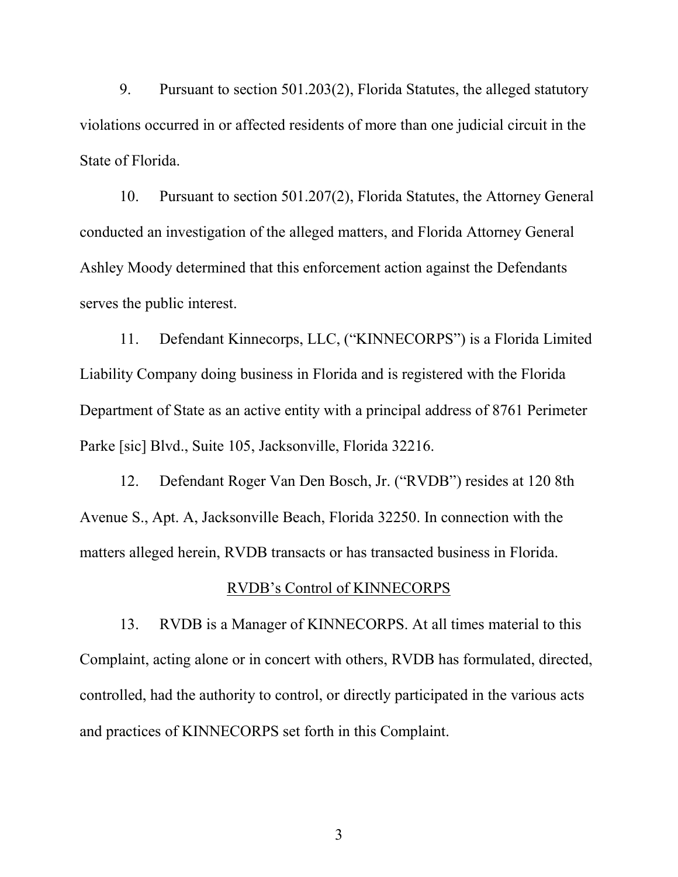9. Pursuant to section 501.203(2), Florida Statutes, the alleged statutory violations occurred in or affected residents of more than one judicial circuit in the State of Florida.

10. Pursuant to section 501.207(2), Florida Statutes, the Attorney General conducted an investigation of the alleged matters, and Florida Attorney General Ashley Moody determined that this enforcement action against the Defendants serves the public interest.

11. Defendant Kinnecorps, LLC, ("KINNECORPS") is a Florida Limited Liability Company doing business in Florida and is registered with the Florida Department of State as an active entity with a principal address of 8761 Perimeter Parke [sic] Blvd., Suite 105, Jacksonville, Florida 32216.

12. Defendant Roger Van Den Bosch, Jr. ("RVDB") resides at 120 8th Avenue S., Apt. A, Jacksonville Beach, Florida 32250. In connection with the matters alleged herein, RVDB transacts or has transacted business in Florida.

<u>RVDB's Control of KINNECORPS</u>

13. RVDB is a Manager of KINNECORPS. At all times material to this Complaint, acting alone or in concert with others, RVDB has formulated, directed, controlled, had the authority to control, or directly participated in the various acts and practices of KINNECORPS set forth in this Complaint.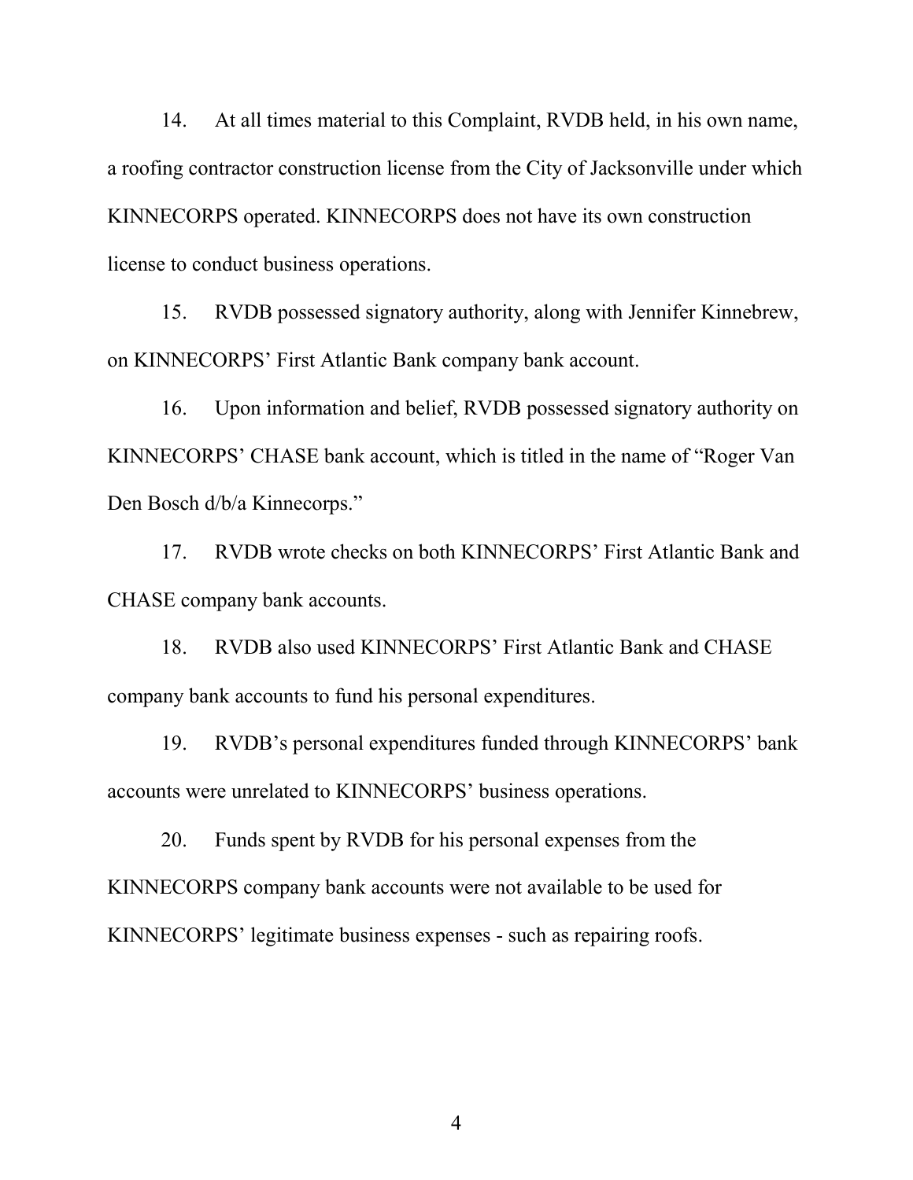14. At all times material to this Complaint, RVDB held, in his own name, a roofing contractor construction license from the City of Jacksonville under which KINNECORPS operated. KINNECORPS does not have its own construction license to conduct business operations.

15. RVDB possessed signatory authority, along with Jennifer Kinnebrew, on KINNECORPS' First Atlantic Bank company bank account.

16. Upon information and belief, RVDB possessed signatory authority on KINNECORPS' CHASE bank account, which is titled in the name of "Roger Van Den Bosch d/b/a Kinnecorps."

17. RVDB wrote checks on both KINNECORPS' First Atlantic Bank and CHASE company bank accounts.

18. RVDB also used KINNECORPS' First Atlantic Bank and CHASE company bank accounts to fund his personal expenditures.

19. RVDB's personal expenditures funded through KINNECORPS' bank accounts were unrelated to KINNECORPS' business operations.

20. Funds spent by RVDB for his personal expenses from the KINNECORPS company bank accounts were not available to be used for KINNECORPS' legitimate business expenses - such as repairing roofs.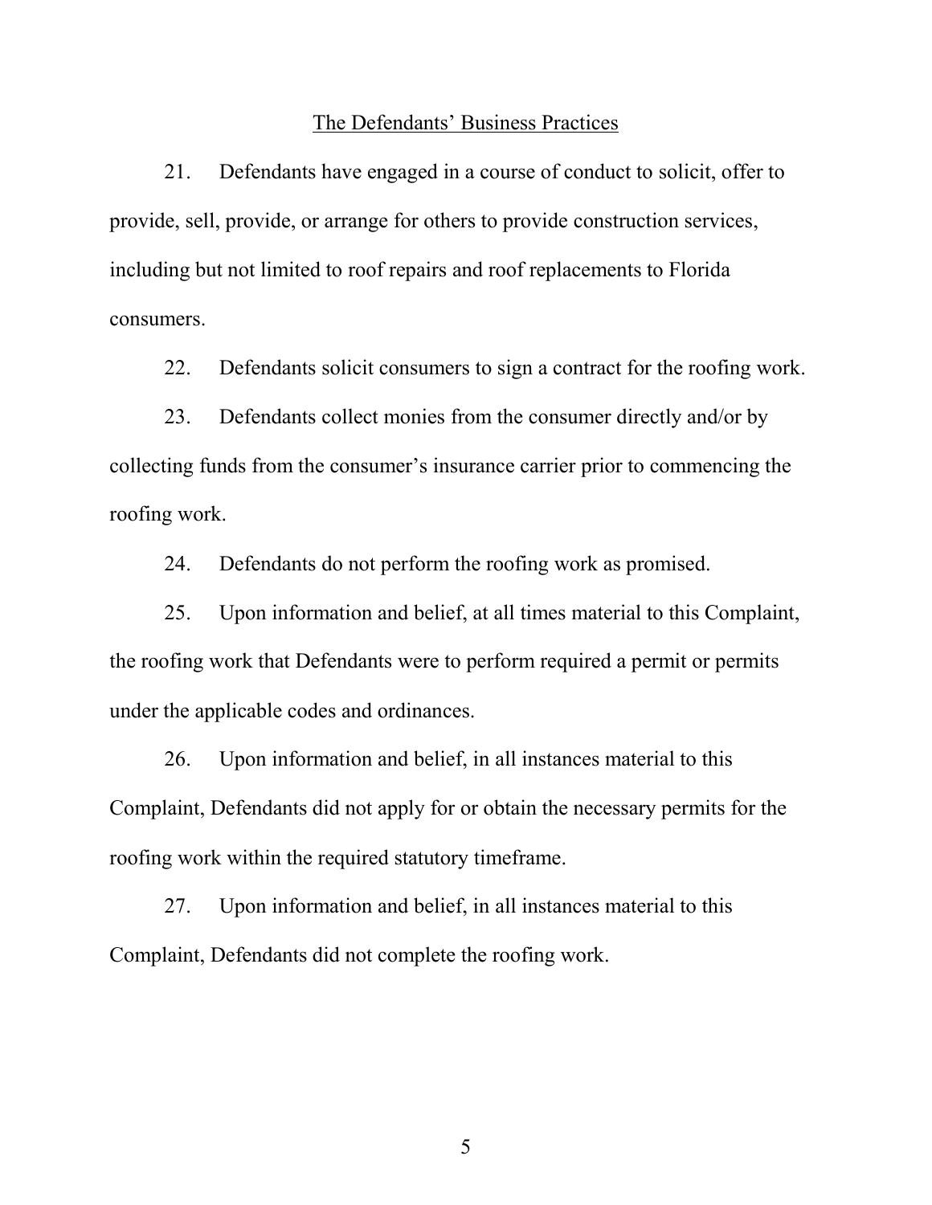## The Defendants' Business Practices

21. Defendants have engaged in a course of conduct to solicit, offer to provide, sell, provide, or arrange for others to provide construction services, including but not limited to roof repairs and roof replacements to Florida consumers.

22. Defendants solicit consumers to sign a contract for the roofing work.

23. Defendants collect monies from the consumer directly and/or by collecting funds from the consumer's insurance carrier prior to commencing the roofing work.

24. Defendants do not perform the roofing work as promised.

25. Upon information and belief, at all times material to this Complaint, the roofing work that Defendants were to perform required a permit or permits under the applicable codes and ordinances.

26. Upon information and belief, in all instances material to this Complaint, Defendants did not apply for or obtain the necessary permits for the roofing work within the required statutory timeframe.

27. Upon information and belief, in all instances material to this Complaint, Defendants did not complete the roofing work.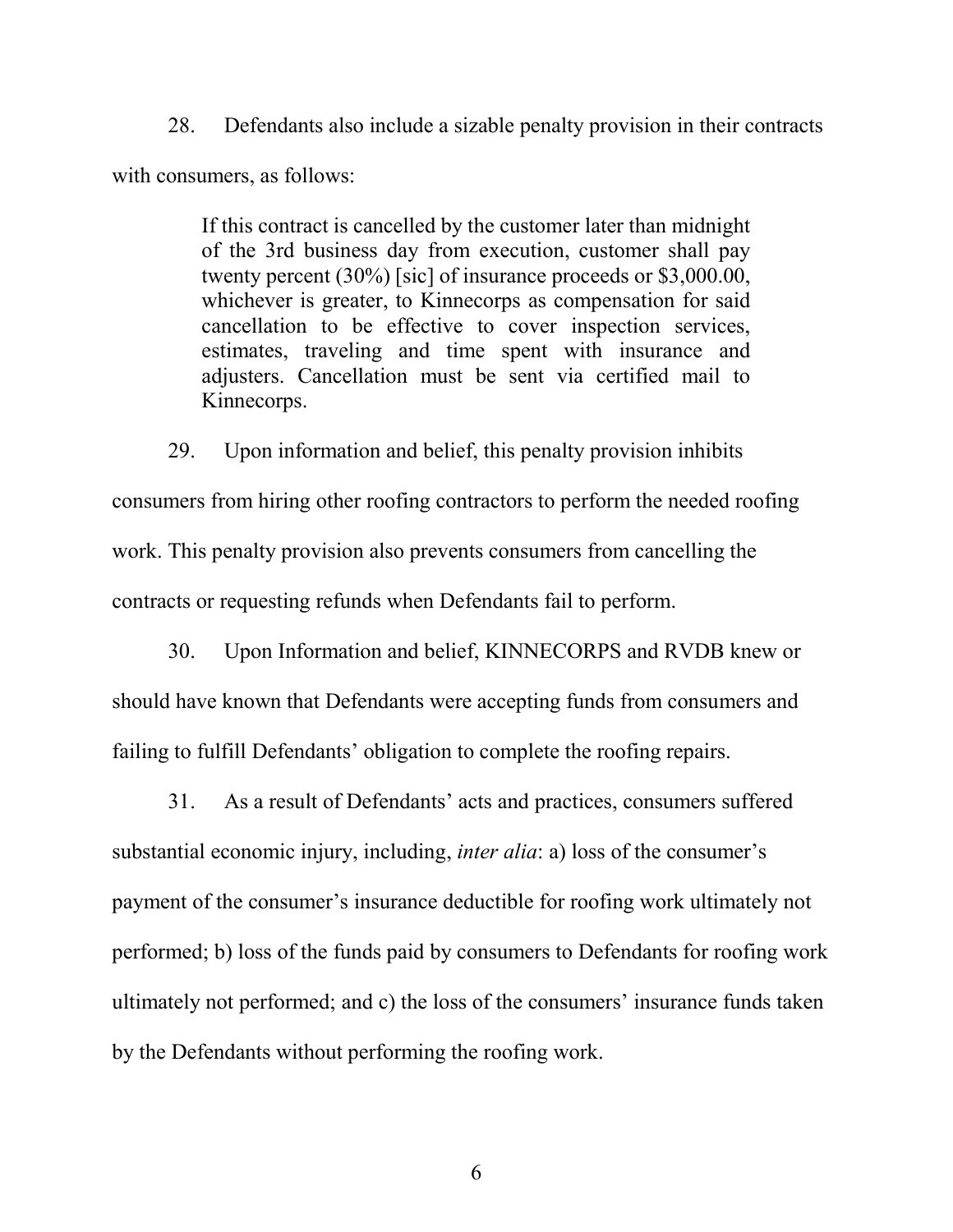28. Defendants also include a sizable penalty provision in their contracts with consumers, as follows:

> If this contract is cancelled by the customer later than midnight of the 3rd business day from execution, customer shall pay twenty percent (30%) [sic] of insurance proceeds or $3,000.00, whichever is greater, to Kinnecorps as compensation for said cancellation to be effective to cover inspection services, estimates, traveling and time spent with insurance and adjusters. Cancellation must be sent via certified mail to Kinnecorps.

29. Upon information and belief, this penalty provision inhibits consumers from hiring other roofing contractors to perform the needed roofing work. This penalty provision also prevents consumers from cancelling the contracts or requesting refunds when Defendants fail to perform.

30. Upon Information and belief, KINNECORPS and RVDB knew or should have known that Defendants were accepting funds from consumers and failing to fulfill Defendants' obligation to complete the roofing repairs.

31. As a result of Defendants' acts and practices, consumers suffered substantial economic injury, including, *inter alia*: a) loss of the consumer's payment of the consumer's insurance deductible for roofing work ultimately not performed; b) loss of the funds paid by consumers to Defendants for roofing work ultimately not performed; and c) the loss of the consumers' insurance funds taken by the Defendants without performing the roofing work.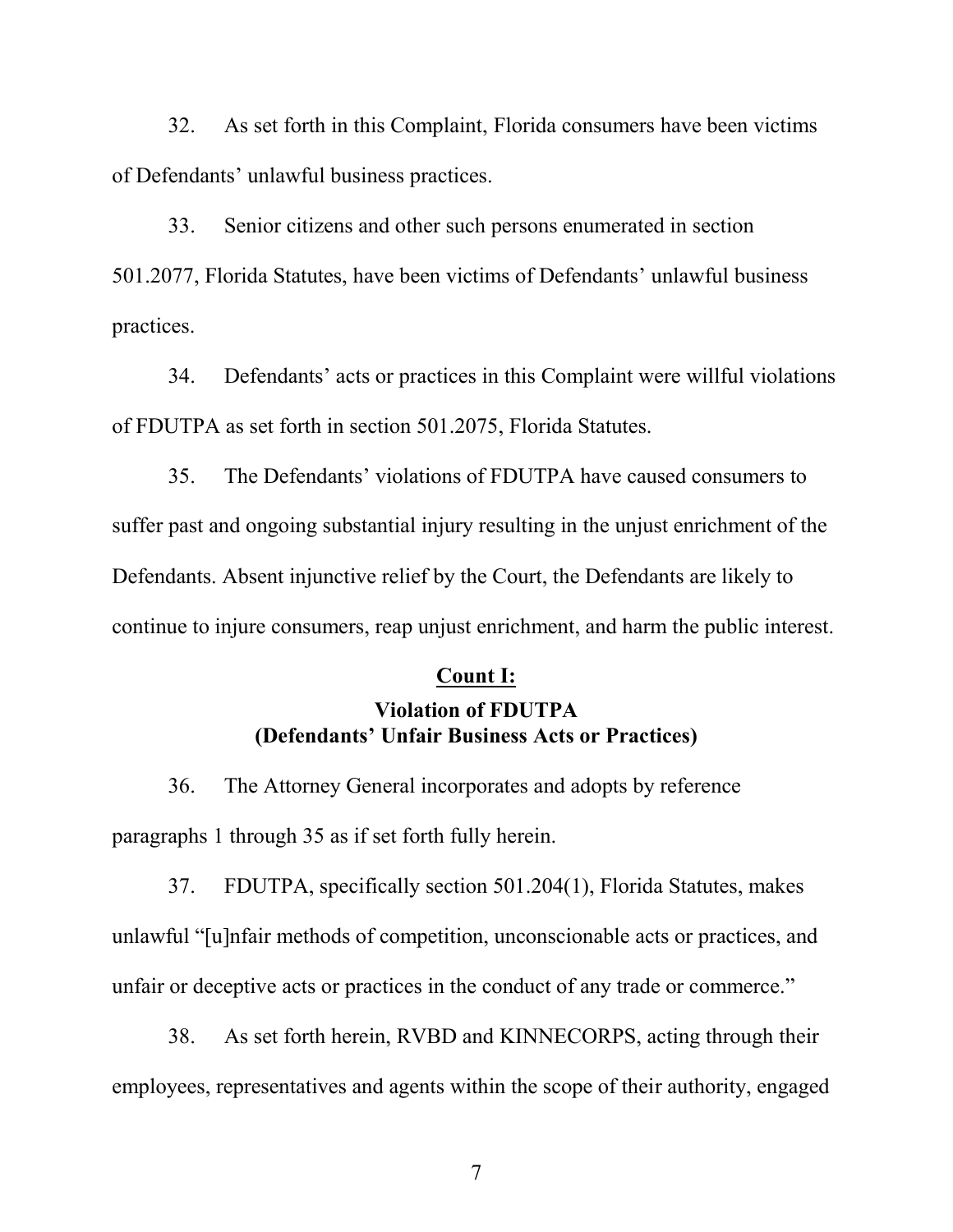32. As set forth in this Complaint, Florida consumers have been victims of Defendants' unlawful business practices.

33. Senior citizens and other such persons enumerated in section 501.2077, Florida Statutes, have been victims of Defendants' unlawful business practices.

34. Defendants' acts or practices in this Complaint were willful violations of FDUTPA as set forth in section 501.2075, Florida Statutes.

35. The Defendants' violations of FDUTPA have caused consumers to suffer past and ongoing substantial injury resulting in the unjust enrichment of the Defendants. Absent injunctive relief by the Court, the Defendants are likely to continue to injure consumers, reap unjust enrichment, and harm the public interest.

## <u>Count I:</u>

### Violation of FDUTPA (Defendants' Unfair Business Acts or Practices)

36. The Attorney General incorporates and adopts by reference paragraphs 1 through 35 as if set forth fully herein.

37. FDUTPA, specifically section 501.204(1), Florida Statutes, makes unlawful "[u]nfair methods of competition, unconscionable acts or practices, and unfair or deceptive acts or practices in the conduct of any trade or commerce."

38. As set forth herein, RVBD and KINNECORPS, acting through their employees, representatives and agents within the scope of their authority, engaged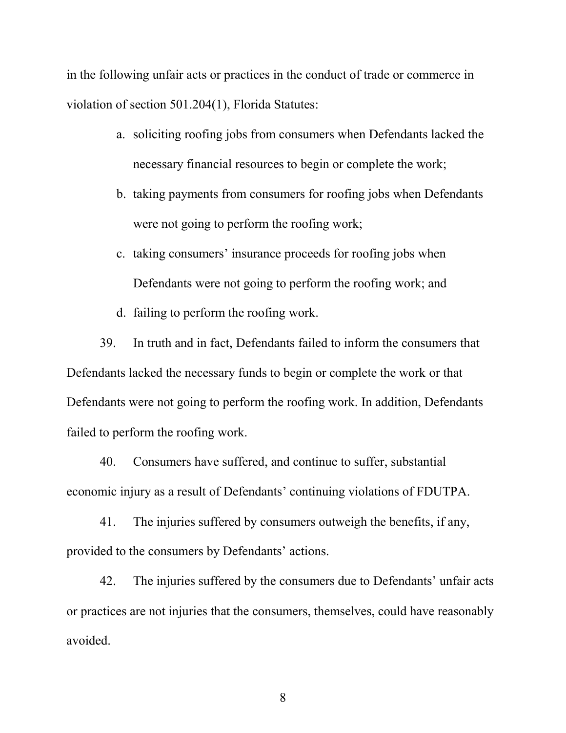in the following unfair acts or practices in the conduct of trade or commerce in violation of section 501.204(1), Florida Statutes:

a. soliciting roofing jobs from consumers when Defendants lacked the necessary financial resources to begin or complete the work;

b. taking payments from consumers for roofing jobs when Defendants were not going to perform the roofing work;

c. taking consumers' insurance proceeds for roofing jobs when Defendants were not going to perform the roofing work; and

d. failing to perform the roofing work.

39. In truth and in fact, Defendants failed to inform the consumers that Defendants lacked the necessary funds to begin or complete the work or that Defendants were not going to perform the roofing work. In addition, Defendants failed to perform the roofing work.

40. Consumers have suffered, and continue to suffer, substantial economic injury as a result of Defendants' continuing violations of FDUTPA.

41. The injuries suffered by consumers outweigh the benefits, if any, provided to the consumers by Defendants' actions.

42. The injuries suffered by the consumers due to Defendants' unfair acts or practices are not injuries that the consumers, themselves, could have reasonably avoided.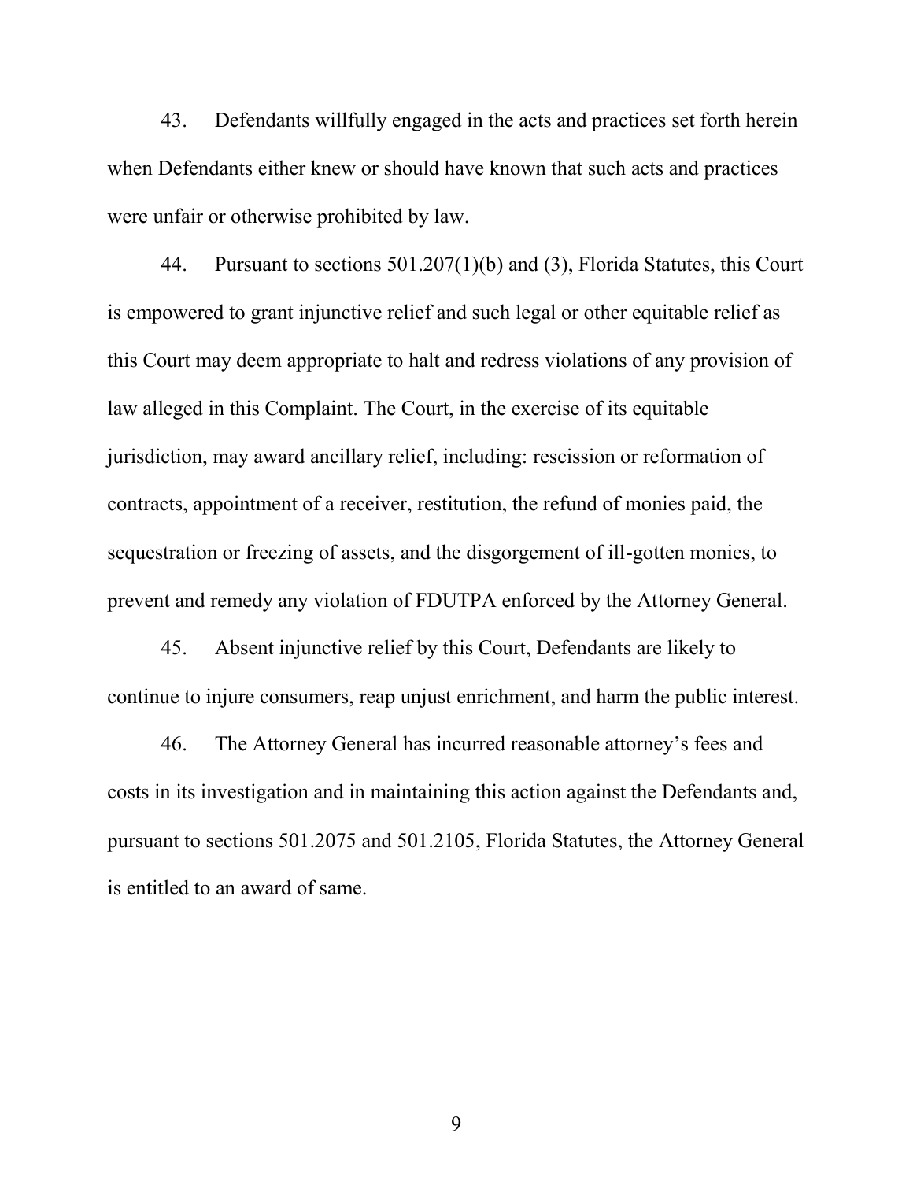43. Defendants willfully engaged in the acts and practices set forth herein when Defendants either knew or should have known that such acts and practices were unfair or otherwise prohibited by law.

44. Pursuant to sections 501.207(1)(b) and (3), Florida Statutes, this Court is empowered to grant injunctive relief and such legal or other equitable relief as this Court may deem appropriate to halt and redress violations of any provision of law alleged in this Complaint. The Court, in the exercise of its equitable jurisdiction, may award ancillary relief, including: rescission or reformation of contracts, appointment of a receiver, restitution, the refund of monies paid, the sequestration or freezing of assets, and the disgorgement of ill-gotten monies, to prevent and remedy any violation of FDUTPA enforced by the Attorney General.

45. Absent injunctive relief by this Court, Defendants are likely to continue to injure consumers, reap unjust enrichment, and harm the public interest.

46. The Attorney General has incurred reasonable attorney's fees and costs in its investigation and in maintaining this action against the Defendants and, pursuant to sections 501.2075 and 501.2105, Florida Statutes, the Attorney General is entitled to an award of same.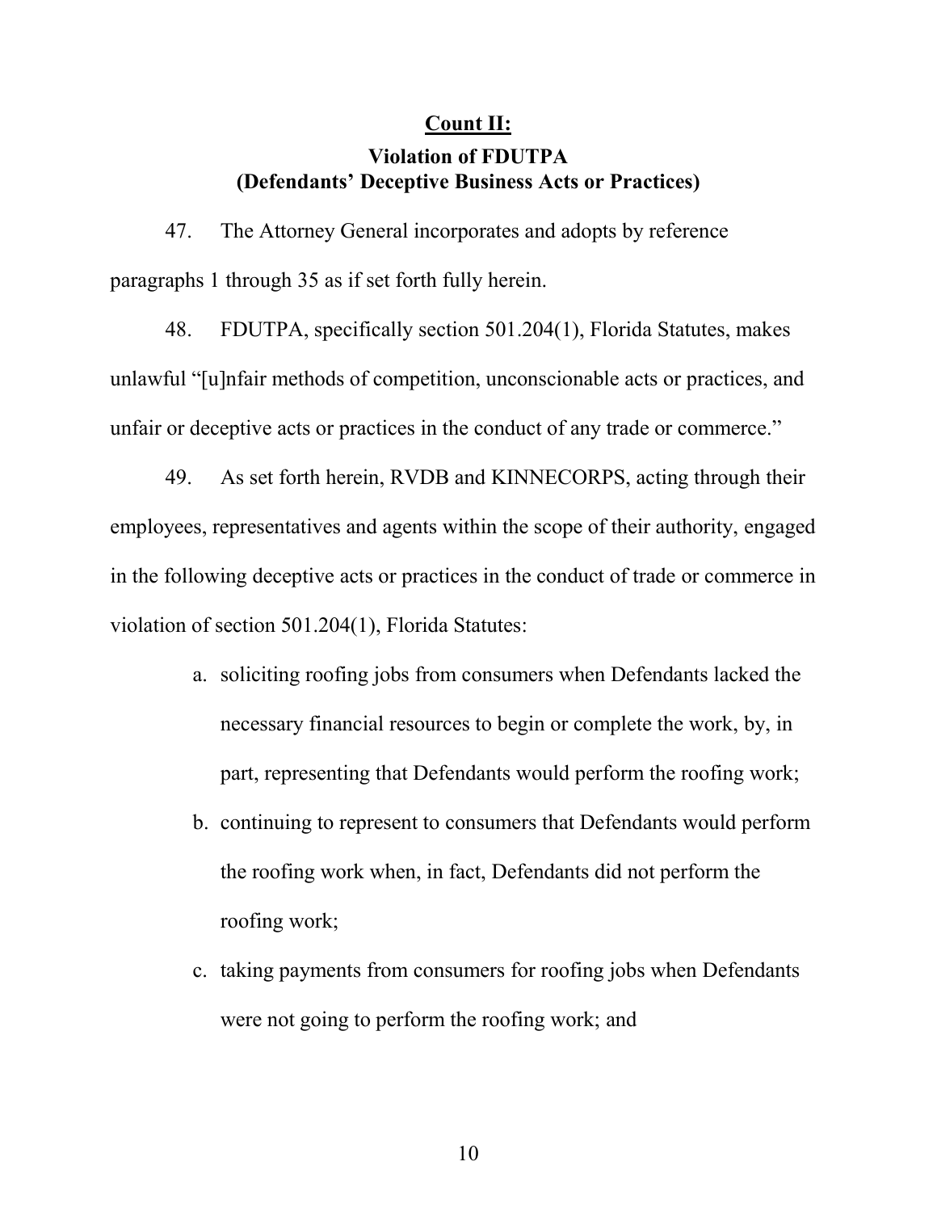## Count II:

### Violation of FDUTPA
### (Defendants' Deceptive Business Acts or Practices)

47. The Attorney General incorporates and adopts by reference paragraphs 1 through 35 as if set forth fully herein.

48. FDUTPA, specifically section 501.204(1), Florida Statutes, makes unlawful "[u]nfair methods of competition, unconscionable acts or practices, and unfair or deceptive acts or practices in the conduct of any trade or commerce."

49. As set forth herein, RVDB and KINNECORPS, acting through their employees, representatives and agents within the scope of their authority, engaged in the following deceptive acts or practices in the conduct of trade or commerce in violation of section 501.204(1), Florida Statutes:

a. soliciting roofing jobs from consumers when Defendants lacked the necessary financial resources to begin or complete the work, by, in part, representing that Defendants would perform the roofing work;

b. continuing to represent to consumers that Defendants would perform the roofing work when, in fact, Defendants did not perform the roofing work;

c. taking payments from consumers for roofing jobs when Defendants were not going to perform the roofing work; and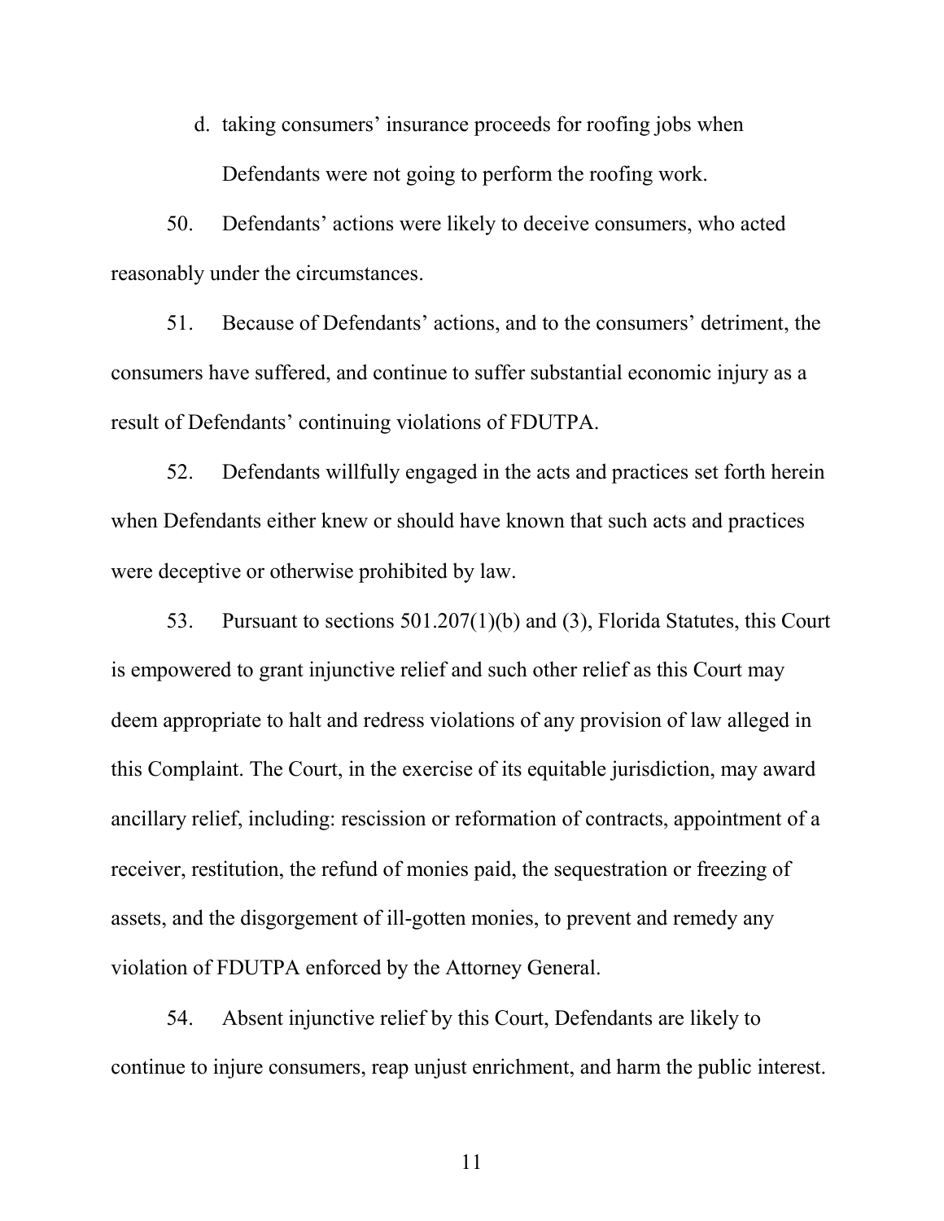d. taking consumers' insurance proceeds for roofing jobs when Defendants were not going to perform the roofing work.

50. Defendants' actions were likely to deceive consumers, who acted reasonably under the circumstances.

51. Because of Defendants' actions, and to the consumers' detriment, the consumers have suffered, and continue to suffer substantial economic injury as a result of Defendants' continuing violations of FDUTPA.

52. Defendants willfully engaged in the acts and practices set forth herein when Defendants either knew or should have known that such acts and practices were deceptive or otherwise prohibited by law.

53. Pursuant to sections 501.207(1)(b) and (3), Florida Statutes, this Court is empowered to grant injunctive relief and such other relief as this Court may deem appropriate to halt and redress violations of any provision of law alleged in this Complaint. The Court, in the exercise of its equitable jurisdiction, may award ancillary relief, including: rescission or reformation of contracts, appointment of a receiver, restitution, the refund of monies paid, the sequestration or freezing of assets, and the disgorgement of ill-gotten monies, to prevent and remedy any violation of FDUTPA enforced by the Attorney General.

54. Absent injunctive relief by this Court, Defendants are likely to continue to injure consumers, reap unjust enrichment, and harm the public interest.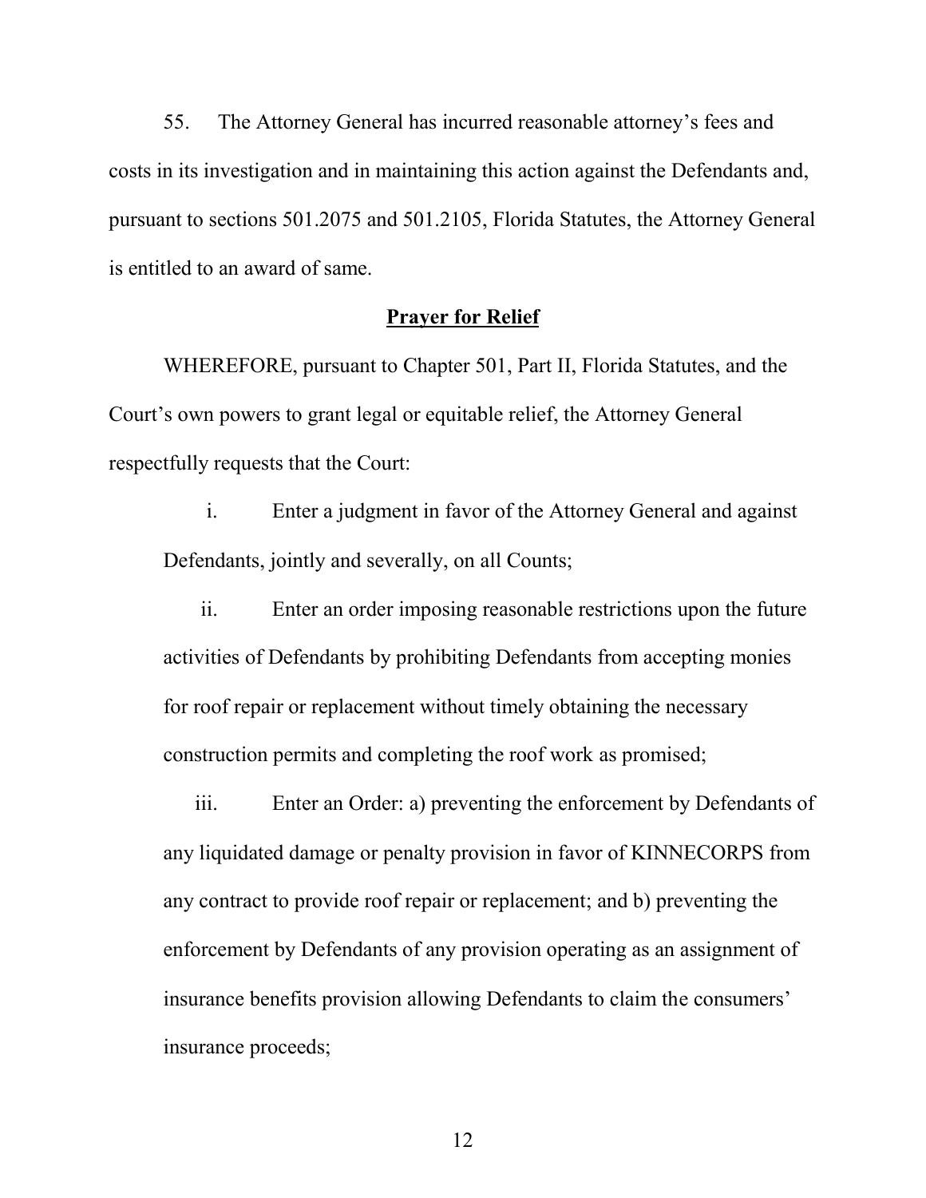55. The Attorney General has incurred reasonable attorney's fees and costs in its investigation and in maintaining this action against the Defendants and, pursuant to sections 501.2075 and 501.2105, Florida Statutes, the Attorney General is entitled to an award of same.

## **Prayer for Relief**

WHEREFORE, pursuant to Chapter 501, Part II, Florida Statutes, and the Court's own powers to grant legal or equitable relief, the Attorney General respectfully requests that the Court:

i. Enter a judgment in favor of the Attorney General and against Defendants, jointly and severally, on all Counts;

ii. Enter an order imposing reasonable restrictions upon the future activities of Defendants by prohibiting Defendants from accepting monies for roof repair or replacement without timely obtaining the necessary construction permits and completing the roof work as promised;

iii. Enter an Order: a) preventing the enforcement by Defendants of any liquidated damage or penalty provision in favor of KINNECORPS from any contract to provide roof repair or replacement; and b) preventing the enforcement by Defendants of any provision operating as an assignment of insurance benefits provision allowing Defendants to claim the consumers' insurance proceeds;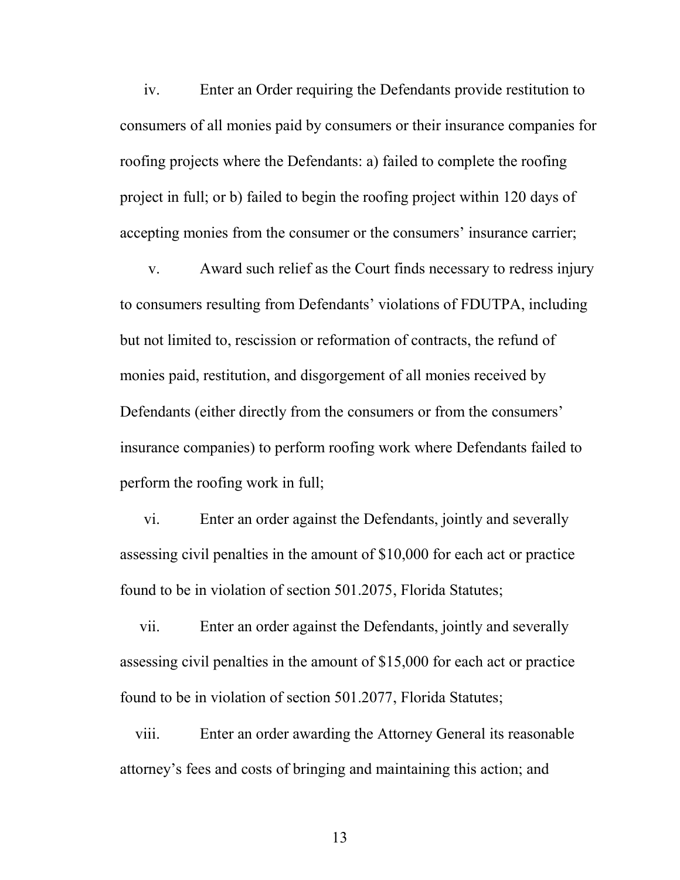iv. Enter an Order requiring the Defendants provide restitution to consumers of all monies paid by consumers or their insurance companies for roofing projects where the Defendants: a) failed to complete the roofing project in full; or b) failed to begin the roofing project within 120 days of accepting monies from the consumer or the consumers' insurance carrier;

v. Award such relief as the Court finds necessary to redress injury to consumers resulting from Defendants' violations of FDUTPA, including but not limited to, rescission or reformation of contracts, the refund of monies paid, restitution, and disgorgement of all monies received by Defendants (either directly from the consumers or from the consumers' insurance companies) to perform roofing work where Defendants failed to perform the roofing work in full;

vi. Enter an order against the Defendants, jointly and severally assessing civil penalties in the amount of $10,000 for each act or practice found to be in violation of section 501.2075, Florida Statutes;

vii. Enter an order against the Defendants, jointly and severally assessing civil penalties in the amount of $15,000 for each act or practice found to be in violation of section 501.2077, Florida Statutes;

viii. Enter an order awarding the Attorney General its reasonable attorney's fees and costs of bringing and maintaining this action; and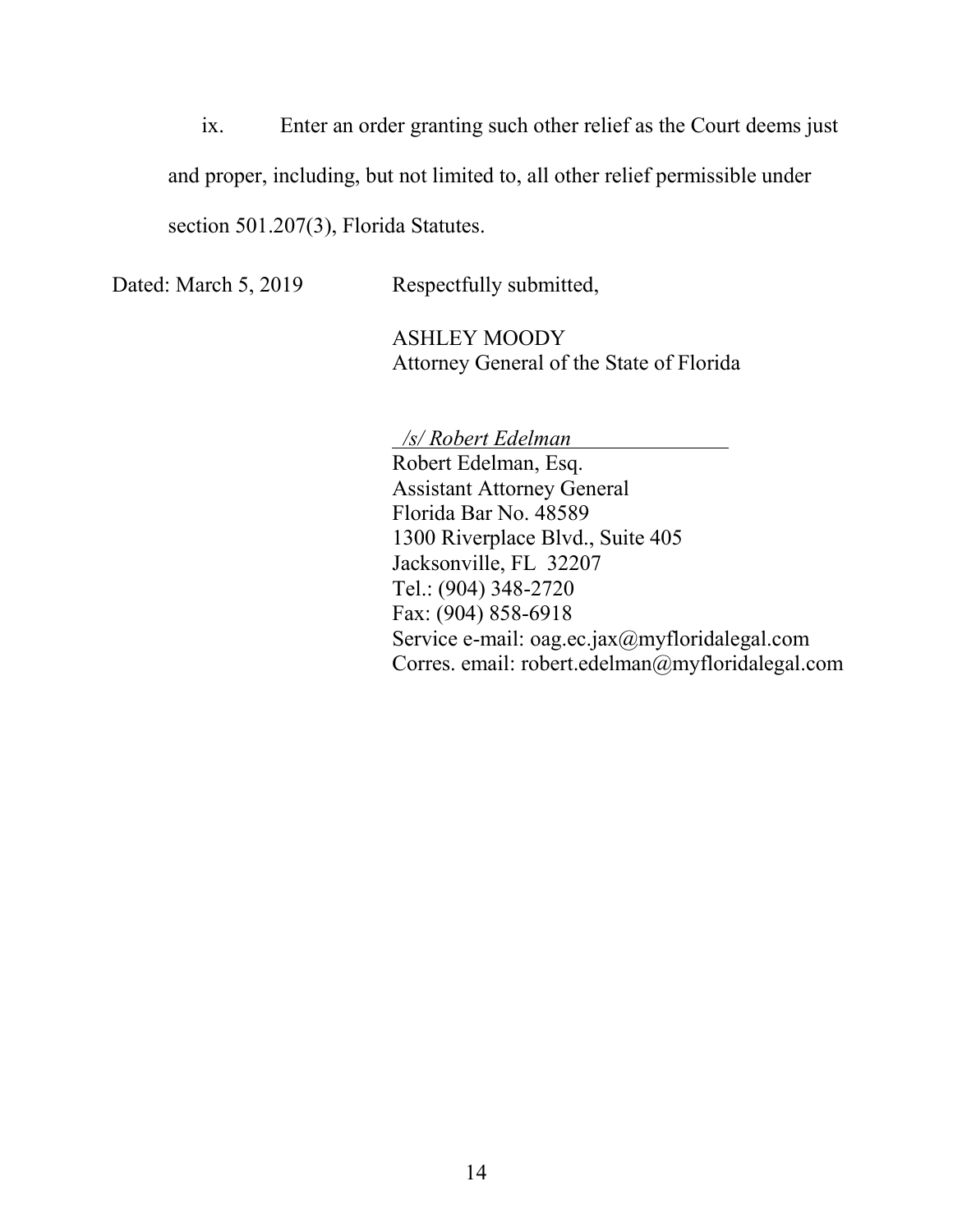ix. Enter an order granting such other relief as the Court deems just and proper, including, but not limited to, all other relief permissible under section 501.207(3), Florida Statutes.

Dated: March 5, 2019

Respectfully submitted,

ASHLEY MOODY
Attorney General of the State of Florida

*/s/ Robert Edelman*
Robert Edelman, Esq.
Assistant Attorney General
Florida Bar No. 48589
1300 Riverplace Blvd., Suite 405
Jacksonville, FL 32207
Tel.: (904) 348-2720
Fax: (904) 858-6918
Service e-mail: oag.ec.jax@myfloridalegal.com
Corres. email: robert.edelman@myfloridalegal.com